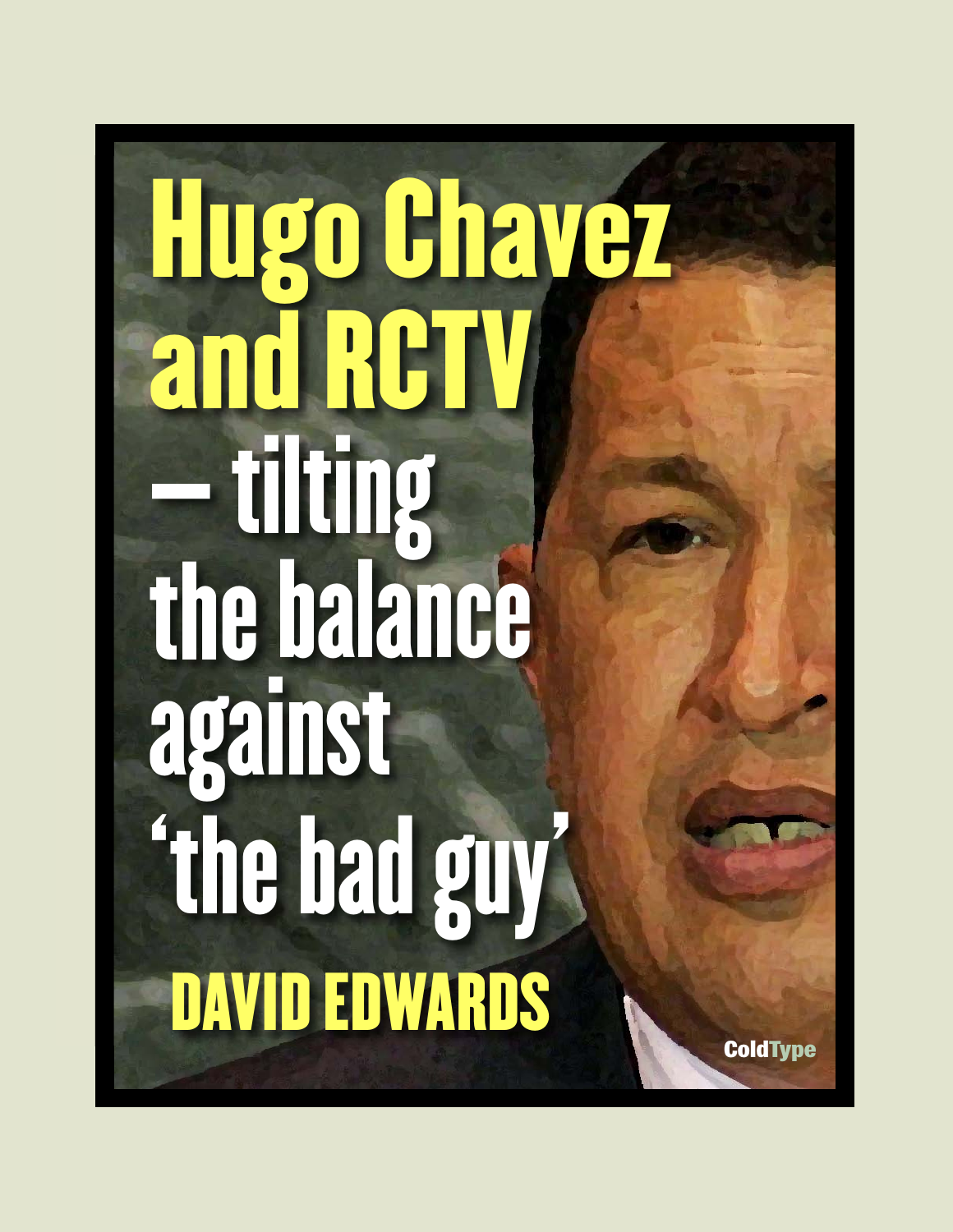# Hugo Chavez and RCTV – tilting the balance against 'the bad guy'

**DAVID EDWARDS**

ColdType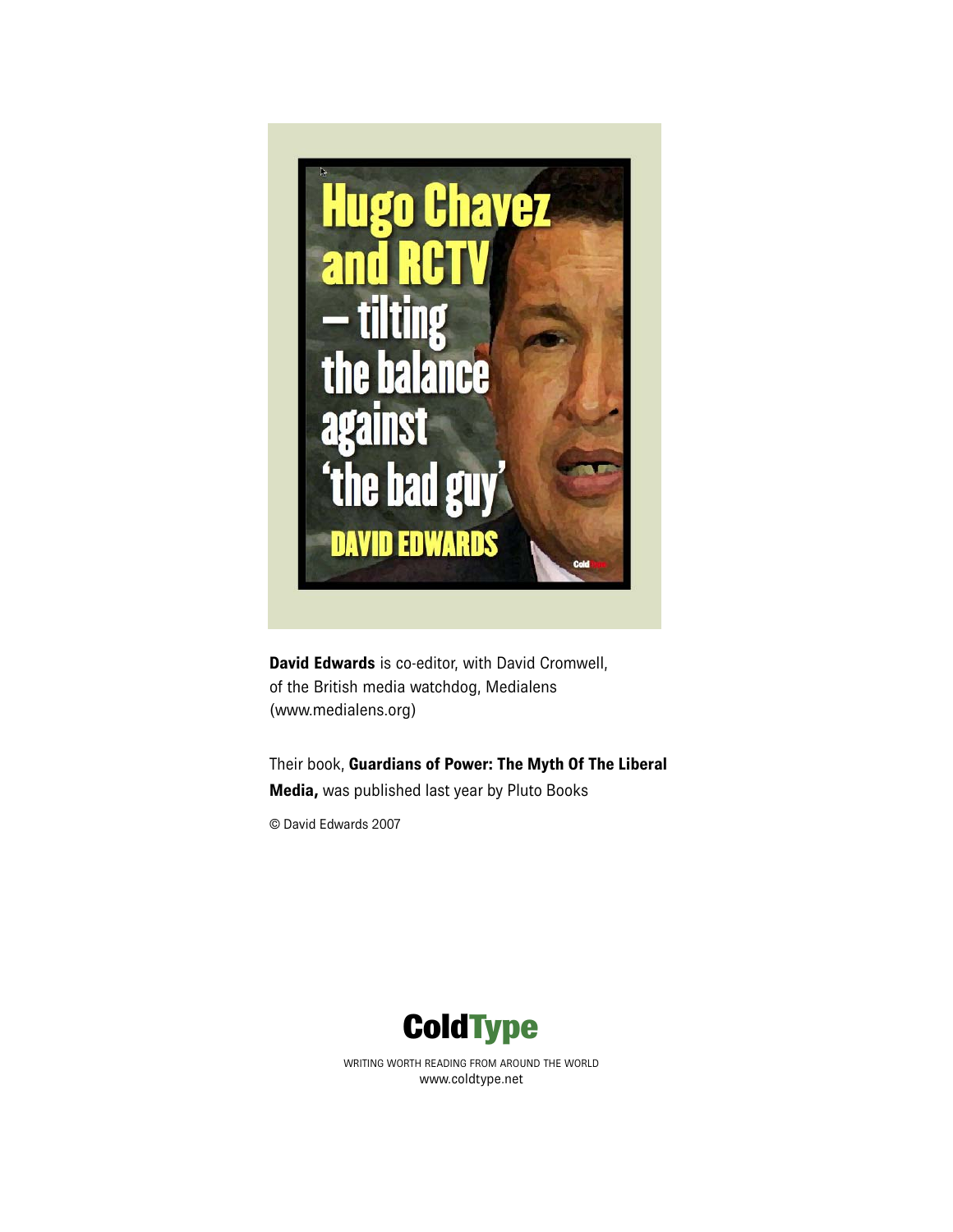# Hugo Chavez and RCTV – tilting the balance against 'the bad guy'

**DAVID EDWARDS**

**David Edwards** is co-editor, with David Cromwell, of the British media watchdog, Medialens (www.medialens.org)

Their book, **Guardians of Power: The Myth Of The Liberal Media,** was published last year by Pluto Books

© David Edwards 2007

**ColdType**

WRITING WORTH READING FROM AROUND THE WORLD
www.coldtype.net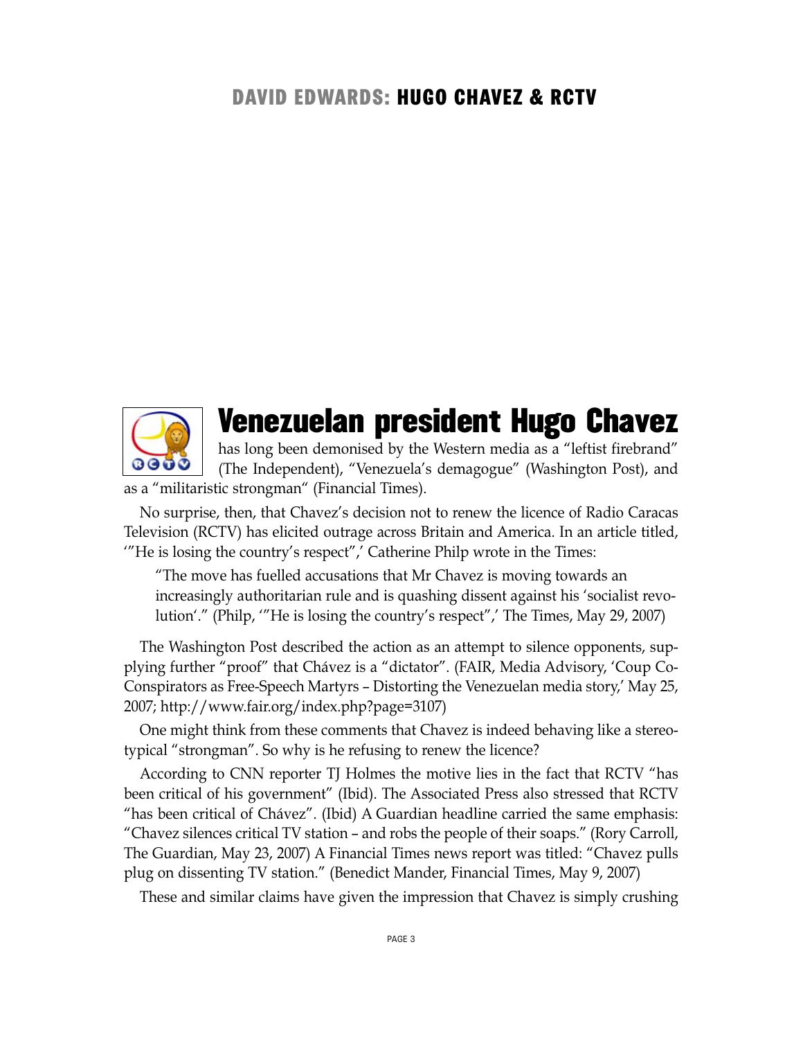# DAVID EDWARDS: HUGO CHAVEZ & RCTV

**Venezuelan president Hugo Chavez** has long been demonised by the Western media as a "leftist firebrand" (The Independent), "Venezuela's demagogue" (Washington Post), and as a "militaristic strongman" (Financial Times).

No surprise, then, that Chavez's decision not to renew the licence of Radio Caracas Television (RCTV) has elicited outrage across Britain and America. In an article titled, '"He is losing the country's respect",' Catherine Philp wrote in the Times:

> "The move has fuelled accusations that Mr Chavez is moving towards an increasingly authoritarian rule and is quashing dissent against his 'socialist revolution'." (Philp, '"He is losing the country's respect",' The Times, May 29, 2007)

The Washington Post described the action as an attempt to silence opponents, supplying further "proof" that Chávez is a "dictator". (FAIR, Media Advisory, 'Coup Co-Conspirators as Free-Speech Martyrs – Distorting the Venezuelan media story,' May 25, 2007; http://www.fair.org/index.php?page=3107)

One might think from these comments that Chavez is indeed behaving like a stereotypical "strongman". So why is he refusing to renew the licence?

According to CNN reporter TJ Holmes the motive lies in the fact that RCTV "has been critical of his government" (Ibid). The Associated Press also stressed that RCTV "has been critical of Chávez". (Ibid) A Guardian headline carried the same emphasis: "Chavez silences critical TV station – and robs the people of their soaps." (Rory Carroll, The Guardian, May 23, 2007) A Financial Times news report was titled: "Chavez pulls plug on dissenting TV station." (Benedict Mander, Financial Times, May 9, 2007)

These and similar claims have given the impression that Chavez is simply crushing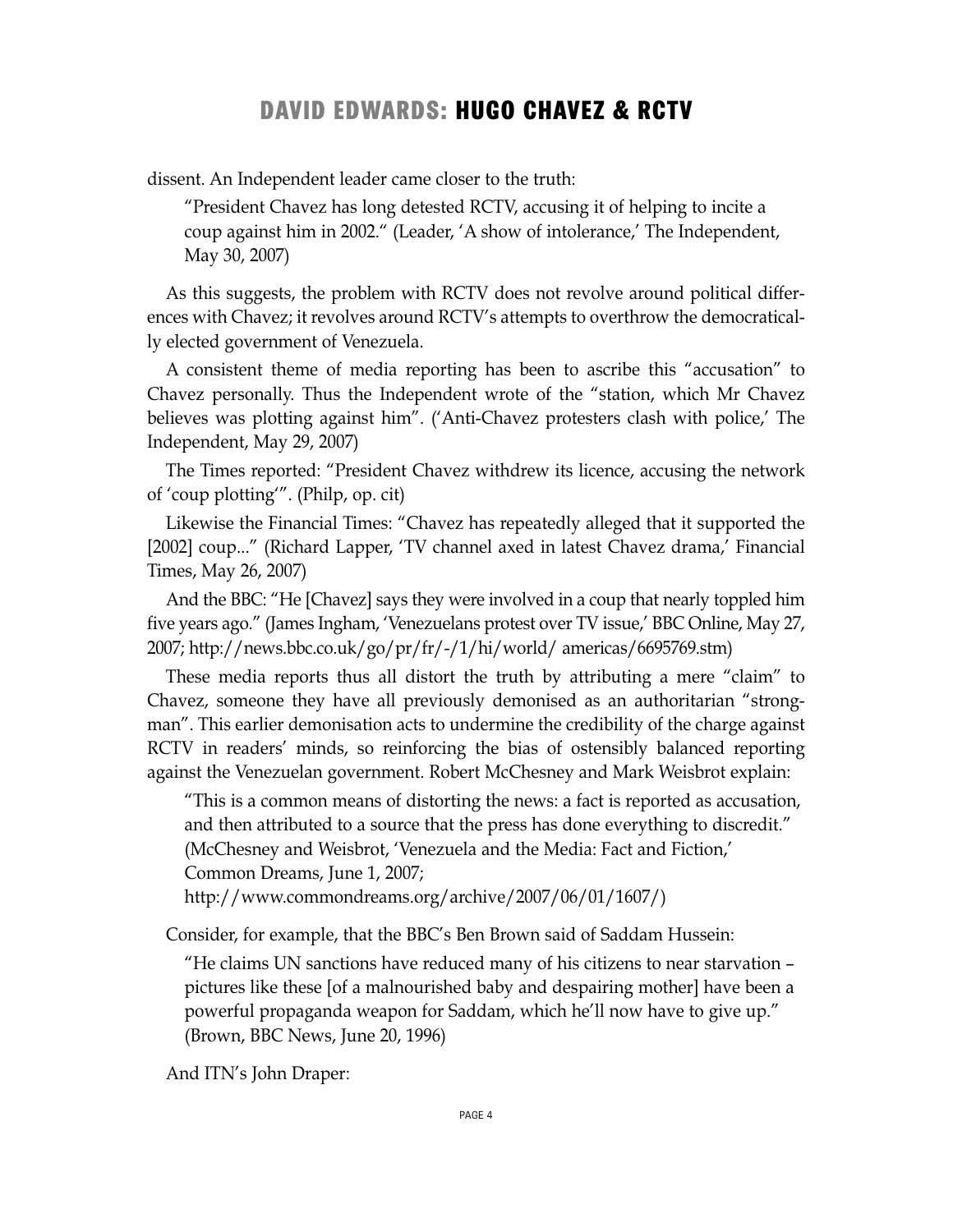dissent. An Independent leader came closer to the truth:

> "President Chavez has long detested RCTV, accusing it of helping to incite a coup against him in 2002." (Leader, 'A show of intolerance,' The Independent, May 30, 2007)

As this suggests, the problem with RCTV does not revolve around political differences with Chavez; it revolves around RCTV's attempts to overthrow the democratically elected government of Venezuela.

A consistent theme of media reporting has been to ascribe this "accusation" to Chavez personally. Thus the Independent wrote of the "station, which Mr Chavez believes was plotting against him". ('Anti-Chavez protesters clash with police,' The Independent, May 29, 2007)

The Times reported: "President Chavez withdrew its licence, accusing the network of 'coup plotting'". (Philp, op. cit)

Likewise the Financial Times: "Chavez has repeatedly alleged that it supported the [2002] coup..." (Richard Lapper, 'TV channel axed in latest Chavez drama,' Financial Times, May 26, 2007)

And the BBC: "He [Chavez] says they were involved in a coup that nearly toppled him five years ago." (James Ingham, 'Venezuelans protest over TV issue,' BBC Online, May 27, 2007; http://news.bbc.co.uk/go/pr/fr/-/1/hi/world/ americas/6695769.stm)

These media reports thus all distort the truth by attributing a mere "claim" to Chavez, someone they have all previously demonised as an authoritarian "strongman". This earlier demonisation acts to undermine the credibility of the charge against RCTV in readers' minds, so reinforcing the bias of ostensibly balanced reporting against the Venezuelan government. Robert McChesney and Mark Weisbrot explain:

> "This is a common means of distorting the news: a fact is reported as accusation, and then attributed to a source that the press has done everything to discredit." (McChesney and Weisbrot, 'Venezuela and the Media: Fact and Fiction,' Common Dreams, June 1, 2007; http://www.commondreams.org/archive/2007/06/01/1607/)

Consider, for example, that the BBC's Ben Brown said of Saddam Hussein:

> "He claims UN sanctions have reduced many of his citizens to near starvation – pictures like these [of a malnourished baby and despairing mother] have been a powerful propaganda weapon for Saddam, which he'll now have to give up." (Brown, BBC News, June 20, 1996)

And ITN's John Draper: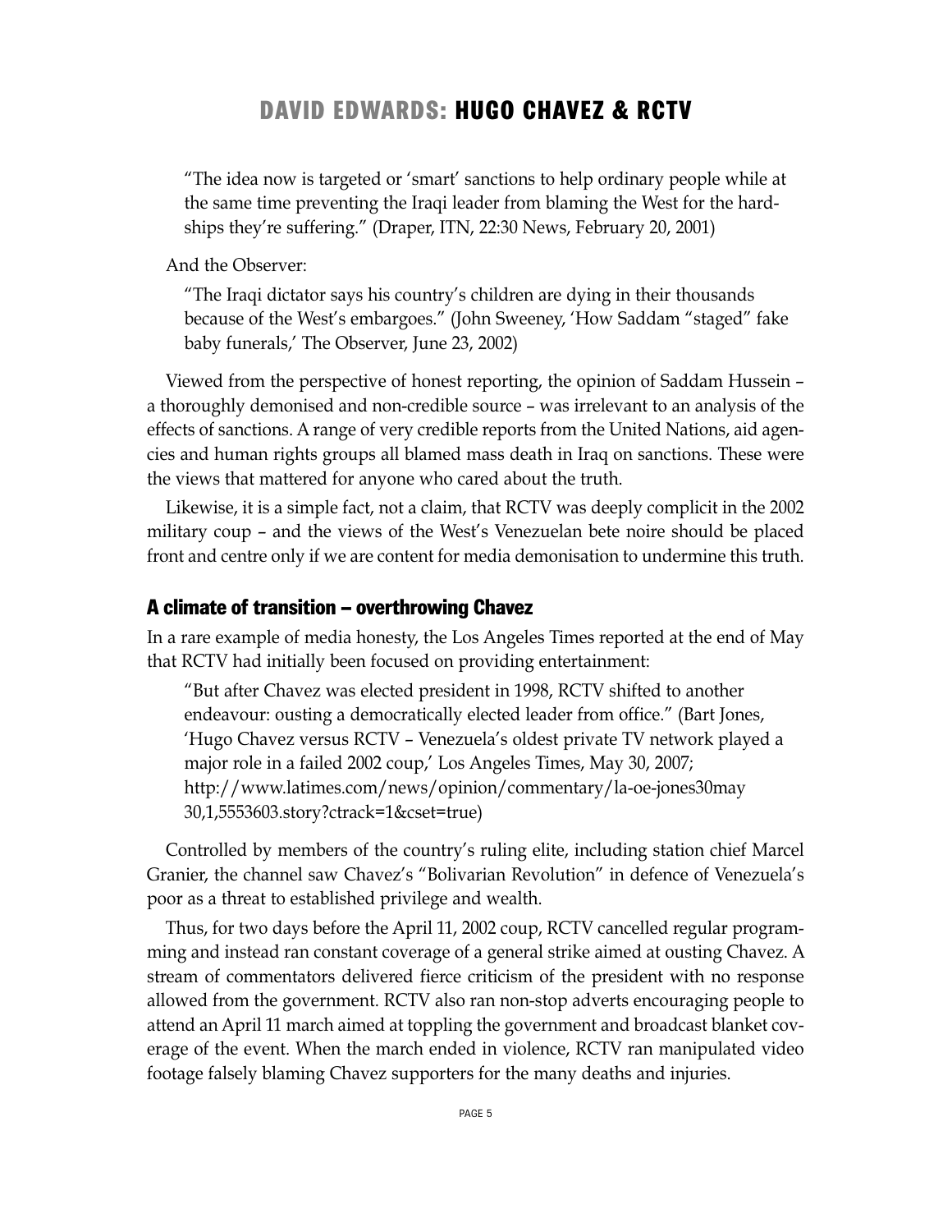"The idea now is targeted or 'smart' sanctions to help ordinary people while at the same time preventing the Iraqi leader from blaming the West for the hardships they're suffering." (Draper, ITN, 22:30 News, February 20, 2001)

And the Observer:

"The Iraqi dictator says his country's children are dying in their thousands because of the West's embargoes." (John Sweeney, 'How Saddam "staged" fake baby funerals,' The Observer, June 23, 2002)

Viewed from the perspective of honest reporting, the opinion of Saddam Hussein – a thoroughly demonised and non-credible source – was irrelevant to an analysis of the effects of sanctions. A range of very credible reports from the United Nations, aid agencies and human rights groups all blamed mass death in Iraq on sanctions. These were the views that mattered for anyone who cared about the truth.

Likewise, it is a simple fact, not a claim, that RCTV was deeply complicit in the 2002 military coup – and the views of the West's Venezuelan bete noire should be placed front and centre only if we are content for media demonisation to undermine this truth.

## A climate of transition – overthrowing Chavez

In a rare example of media honesty, the Los Angeles Times reported at the end of May that RCTV had initially been focused on providing entertainment:

"But after Chavez was elected president in 1998, RCTV shifted to another endeavour: ousting a democratically elected leader from office." (Bart Jones, 'Hugo Chavez versus RCTV – Venezuela's oldest private TV network played a major role in a failed 2002 coup,' Los Angeles Times, May 30, 2007; http://www.latimes.com/news/opinion/commentary/la-oe-jones30may30,1,5553603.story?ctrack=1&cset=true)

Controlled by members of the country's ruling elite, including station chief Marcel Granier, the channel saw Chavez's "Bolivarian Revolution" in defence of Venezuela's poor as a threat to established privilege and wealth.

Thus, for two days before the April 11, 2002 coup, RCTV cancelled regular programming and instead ran constant coverage of a general strike aimed at ousting Chavez. A stream of commentators delivered fierce criticism of the president with no response allowed from the government. RCTV also ran non-stop adverts encouraging people to attend an April 11 march aimed at toppling the government and broadcast blanket coverage of the event. When the march ended in violence, RCTV ran manipulated video footage falsely blaming Chavez supporters for the many deaths and injuries.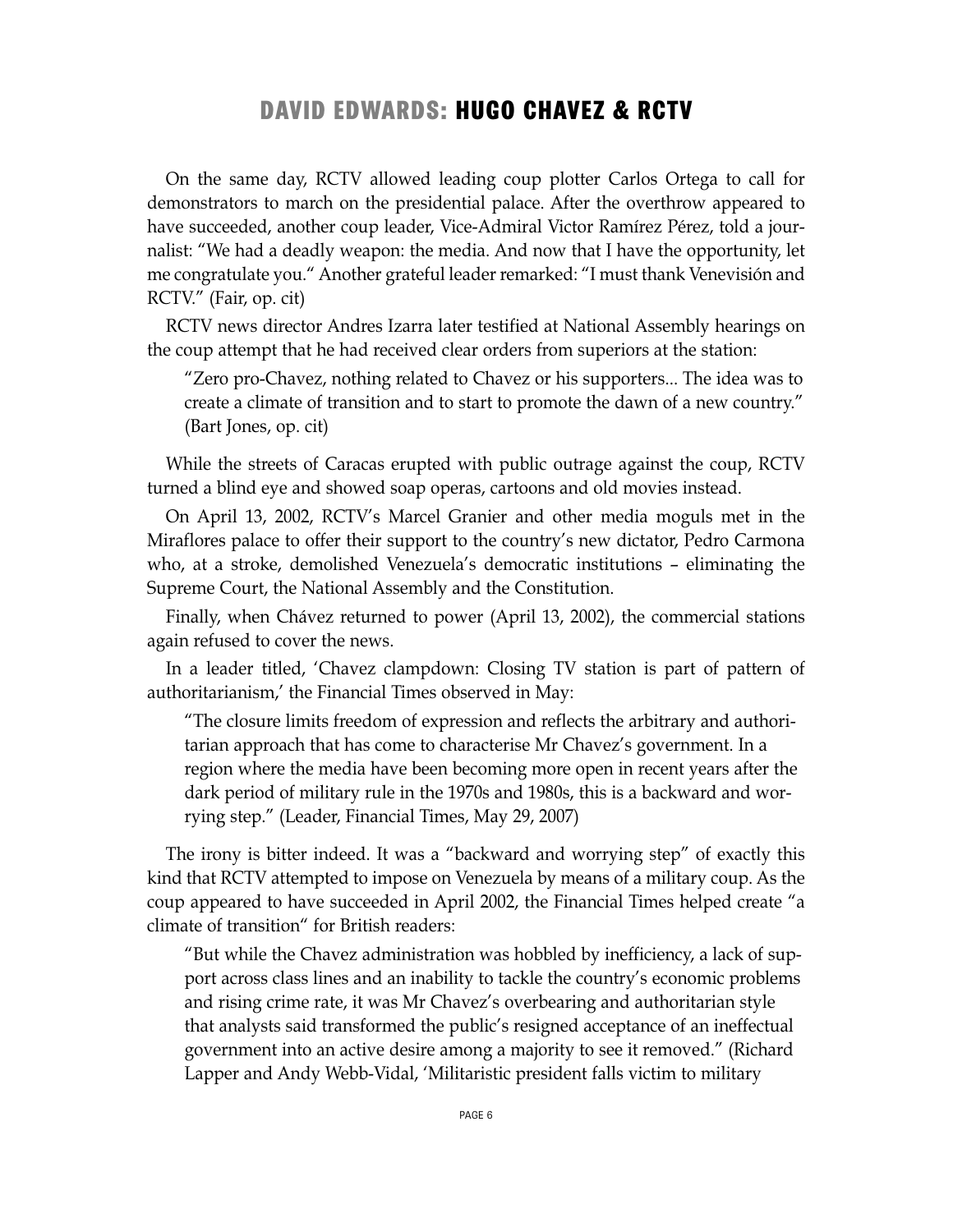On the same day, RCTV allowed leading coup plotter Carlos Ortega to call for demonstrators to march on the presidential palace. After the overthrow appeared to have succeeded, another coup leader, Vice-Admiral Victor Ramírez Pérez, told a journalist: "We had a deadly weapon: the media. And now that I have the opportunity, let me congratulate you." Another grateful leader remarked: "I must thank Venevisión and RCTV." (Fair, op. cit)

RCTV news director Andres Izarra later testified at National Assembly hearings on the coup attempt that he had received clear orders from superiors at the station:

> "Zero pro-Chavez, nothing related to Chavez or his supporters... The idea was to create a climate of transition and to start to promote the dawn of a new country." (Bart Jones, op. cit)

While the streets of Caracas erupted with public outrage against the coup, RCTV turned a blind eye and showed soap operas, cartoons and old movies instead.

On April 13, 2002, RCTV's Marcel Granier and other media moguls met in the Miraflores palace to offer their support to the country's new dictator, Pedro Carmona who, at a stroke, demolished Venezuela's democratic institutions – eliminating the Supreme Court, the National Assembly and the Constitution.

Finally, when Chávez returned to power (April 13, 2002), the commercial stations again refused to cover the news.

In a leader titled, 'Chavez clampdown: Closing TV station is part of pattern of authoritarianism,' the Financial Times observed in May:

> "The closure limits freedom of expression and reflects the arbitrary and authoritarian approach that has come to characterise Mr Chavez's government. In a region where the media have been becoming more open in recent years after the dark period of military rule in the 1970s and 1980s, this is a backward and worrying step." (Leader, Financial Times, May 29, 2007)

The irony is bitter indeed. It was a "backward and worrying step" of exactly this kind that RCTV attempted to impose on Venezuela by means of a military coup. As the coup appeared to have succeeded in April 2002, the Financial Times helped create "a climate of transition" for British readers:

> "But while the Chavez administration was hobbled by inefficiency, a lack of support across class lines and an inability to tackle the country's economic problems and rising crime rate, it was Mr Chavez's overbearing and authoritarian style that analysts said transformed the public's resigned acceptance of an ineffectual government into an active desire among a majority to see it removed." (Richard Lapper and Andy Webb-Vidal, 'Militaristic president falls victim to military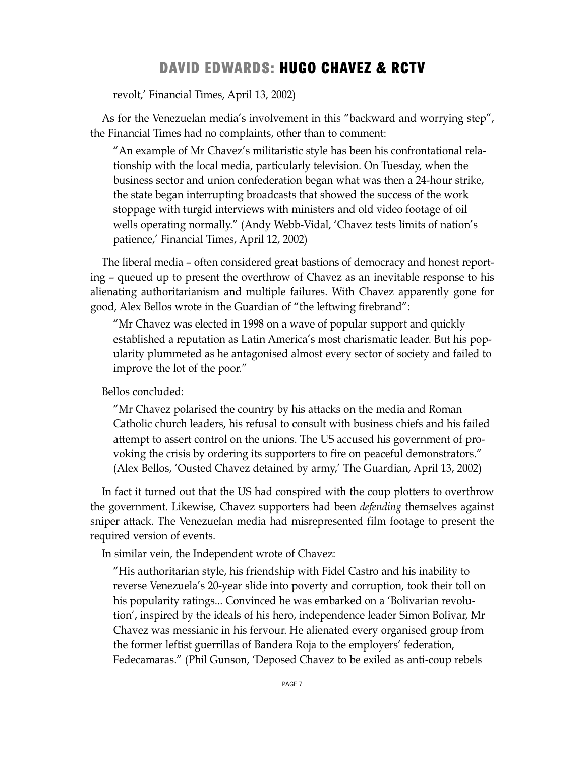revolt,' Financial Times, April 13, 2002)

As for the Venezuelan media's involvement in this "backward and worrying step", the Financial Times had no complaints, other than to comment:

> "An example of Mr Chavez's militaristic style has been his confrontational relationship with the local media, particularly television. On Tuesday, when the business sector and union confederation began what was then a 24-hour strike, the state began interrupting broadcasts that showed the success of the work stoppage with turgid interviews with ministers and old video footage of oil wells operating normally." (Andy Webb-Vidal, 'Chavez tests limits of nation's patience,' Financial Times, April 12, 2002)

The liberal media – often considered great bastions of democracy and honest reporting – queued up to present the overthrow of Chavez as an inevitable response to his alienating authoritarianism and multiple failures. With Chavez apparently gone for good, Alex Bellos wrote in the Guardian of "the leftwing firebrand":

> "Mr Chavez was elected in 1998 on a wave of popular support and quickly established a reputation as Latin America's most charismatic leader. But his popularity plummeted as he antagonised almost every sector of society and failed to improve the lot of the poor."

Bellos concluded:

> "Mr Chavez polarised the country by his attacks on the media and Roman Catholic church leaders, his refusal to consult with business chiefs and his failed attempt to assert control on the unions. The US accused his government of provoking the crisis by ordering its supporters to fire on peaceful demonstrators." (Alex Bellos, 'Ousted Chavez detained by army,' The Guardian, April 13, 2002)

In fact it turned out that the US had conspired with the coup plotters to overthrow the government. Likewise, Chavez supporters had been *defending* themselves against sniper attack. The Venezuelan media had misrepresented film footage to present the required version of events.

In similar vein, the Independent wrote of Chavez:

> "His authoritarian style, his friendship with Fidel Castro and his inability to reverse Venezuela's 20-year slide into poverty and corruption, took their toll on his popularity ratings... Convinced he was embarked on a 'Bolivarian revolution', inspired by the ideals of his hero, independence leader Simon Bolivar, Mr Chavez was messianic in his fervour. He alienated every organised group from the former leftist guerrillas of Bandera Roja to the employers' federation, Fedecamaras." (Phil Gunson, 'Deposed Chavez to be exiled as anti-coup rebels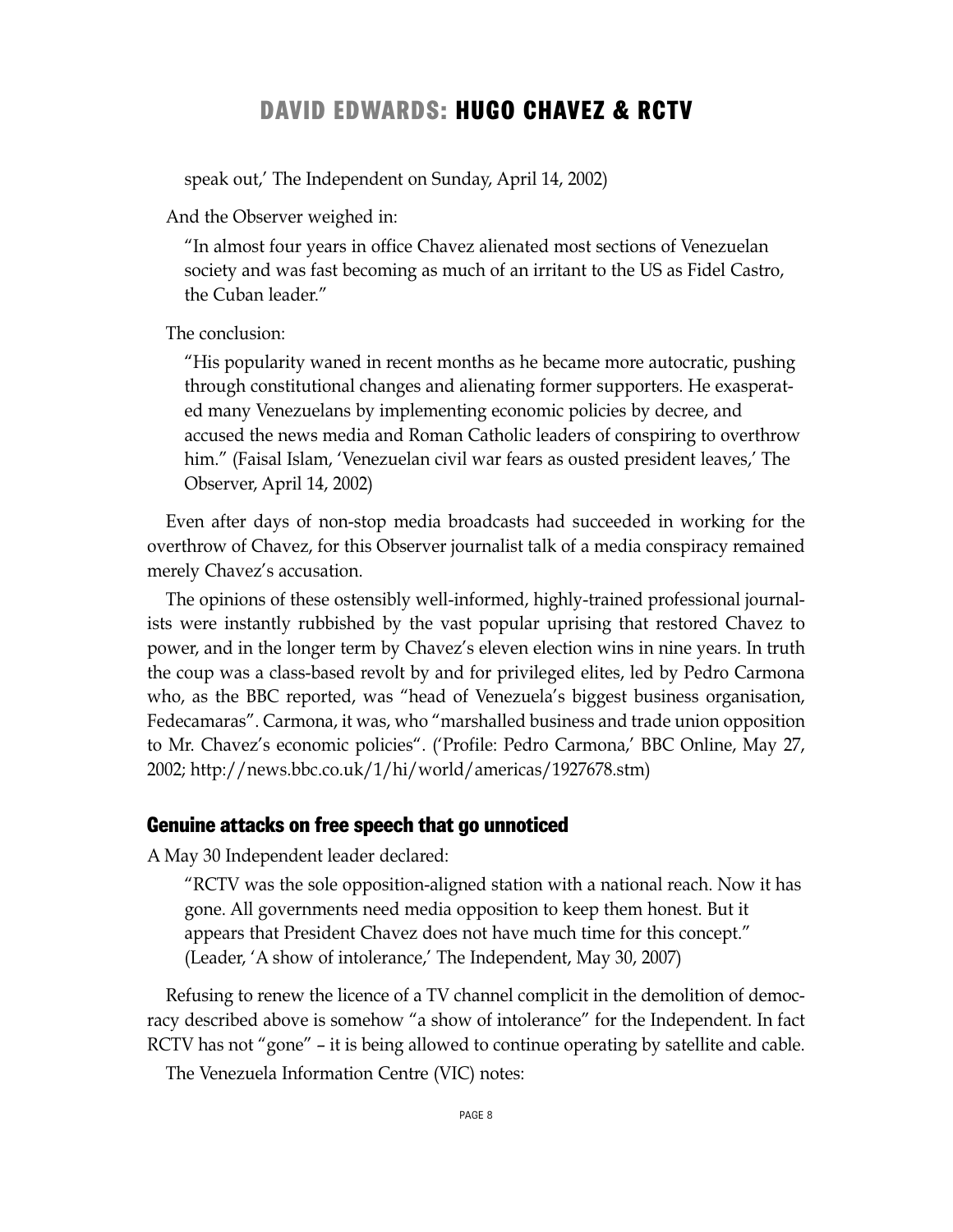speak out,' The Independent on Sunday, April 14, 2002)

And the Observer weighed in:

> "In almost four years in office Chavez alienated most sections of Venezuelan society and was fast becoming as much of an irritant to the US as Fidel Castro, the Cuban leader."

The conclusion:

> "His popularity waned in recent months as he became more autocratic, pushing through constitutional changes and alienating former supporters. He exasperated many Venezuelans by implementing economic policies by decree, and accused the news media and Roman Catholic leaders of conspiring to overthrow him." (Faisal Islam, 'Venezuelan civil war fears as ousted president leaves,' The Observer, April 14, 2002)

Even after days of non-stop media broadcasts had succeeded in working for the overthrow of Chavez, for this Observer journalist talk of a media conspiracy remained merely Chavez's accusation.

The opinions of these ostensibly well-informed, highly-trained professional journalists were instantly rubbished by the vast popular uprising that restored Chavez to power, and in the longer term by Chavez's eleven election wins in nine years. In truth the coup was a class-based revolt by and for privileged elites, led by Pedro Carmona who, as the BBC reported, was "head of Venezuela's biggest business organisation, Fedecamaras". Carmona, it was, who "marshalled business and trade union opposition to Mr. Chavez's economic policies". ('Profile: Pedro Carmona,' BBC Online, May 27, 2002; http://news.bbc.co.uk/1/hi/world/americas/1927678.stm)

## Genuine attacks on free speech that go unnoticed

A May 30 Independent leader declared:

> "RCTV was the sole opposition-aligned station with a national reach. Now it has gone. All governments need media opposition to keep them honest. But it appears that President Chavez does not have much time for this concept." (Leader, 'A show of intolerance,' The Independent, May 30, 2007)

Refusing to renew the licence of a TV channel complicit in the demolition of democracy described above is somehow "a show of intolerance" for the Independent. In fact RCTV has not "gone" – it is being allowed to continue operating by satellite and cable.

The Venezuela Information Centre (VIC) notes: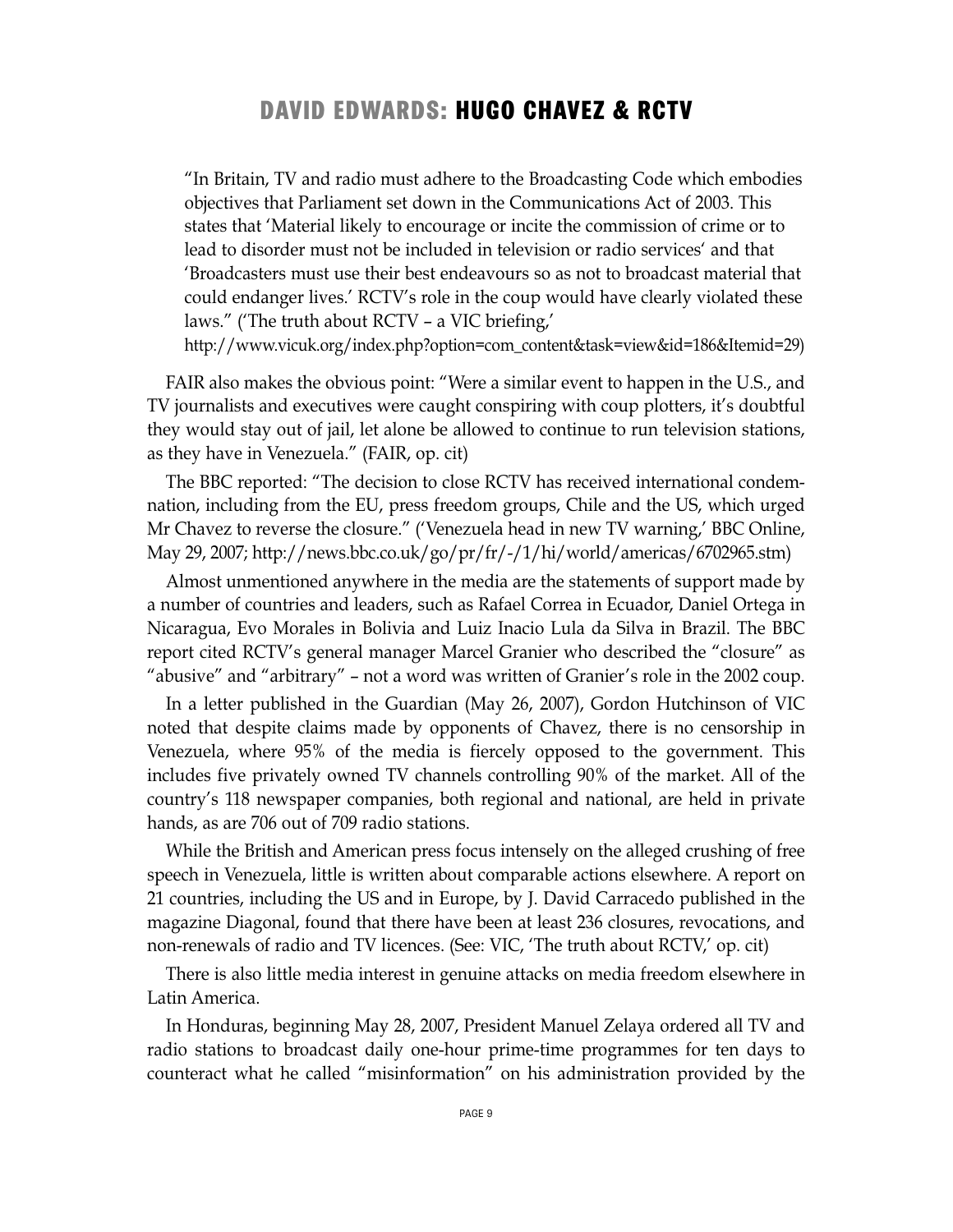"In Britain, TV and radio must adhere to the Broadcasting Code which embodies objectives that Parliament set down in the Communications Act of 2003. This states that 'Material likely to encourage or incite the commission of crime or to lead to disorder must not be included in television or radio services' and that 'Broadcasters must use their best endeavours so as not to broadcast material that could endanger lives.' RCTV's role in the coup would have clearly violated these laws." ('The truth about RCTV – a VIC briefing,' http://www.vicuk.org/index.php?option=com_content&task=view&id=186&Itemid=29)

FAIR also makes the obvious point: "Were a similar event to happen in the U.S., and TV journalists and executives were caught conspiring with coup plotters, it's doubtful they would stay out of jail, let alone be allowed to continue to run television stations, as they have in Venezuela." (FAIR, op. cit)

The BBC reported: "The decision to close RCTV has received international condemnation, including from the EU, press freedom groups, Chile and the US, which urged Mr Chavez to reverse the closure." ('Venezuela head in new TV warning,' BBC Online, May 29, 2007; http://news.bbc.co.uk/go/pr/fr/-/1/hi/world/americas/6702965.stm)

Almost unmentioned anywhere in the media are the statements of support made by a number of countries and leaders, such as Rafael Correa in Ecuador, Daniel Ortega in Nicaragua, Evo Morales in Bolivia and Luiz Inacio Lula da Silva in Brazil. The BBC report cited RCTV's general manager Marcel Granier who described the "closure" as "abusive" and "arbitrary" – not a word was written of Granier's role in the 2002 coup.

In a letter published in the Guardian (May 26, 2007), Gordon Hutchinson of VIC noted that despite claims made by opponents of Chavez, there is no censorship in Venezuela, where 95% of the media is fiercely opposed to the government. This includes five privately owned TV channels controlling 90% of the market. All of the country's 118 newspaper companies, both regional and national, are held in private hands, as are 706 out of 709 radio stations.

While the British and American press focus intensely on the alleged crushing of free speech in Venezuela, little is written about comparable actions elsewhere. A report on 21 countries, including the US and in Europe, by J. David Carracedo published in the magazine Diagonal, found that there have been at least 236 closures, revocations, and non-renewals of radio and TV licences. (See: VIC, 'The truth about RCTV,' op. cit)

There is also little media interest in genuine attacks on media freedom elsewhere in Latin America.

In Honduras, beginning May 28, 2007, President Manuel Zelaya ordered all TV and radio stations to broadcast daily one-hour prime-time programmes for ten days to counteract what he called "misinformation" on his administration provided by the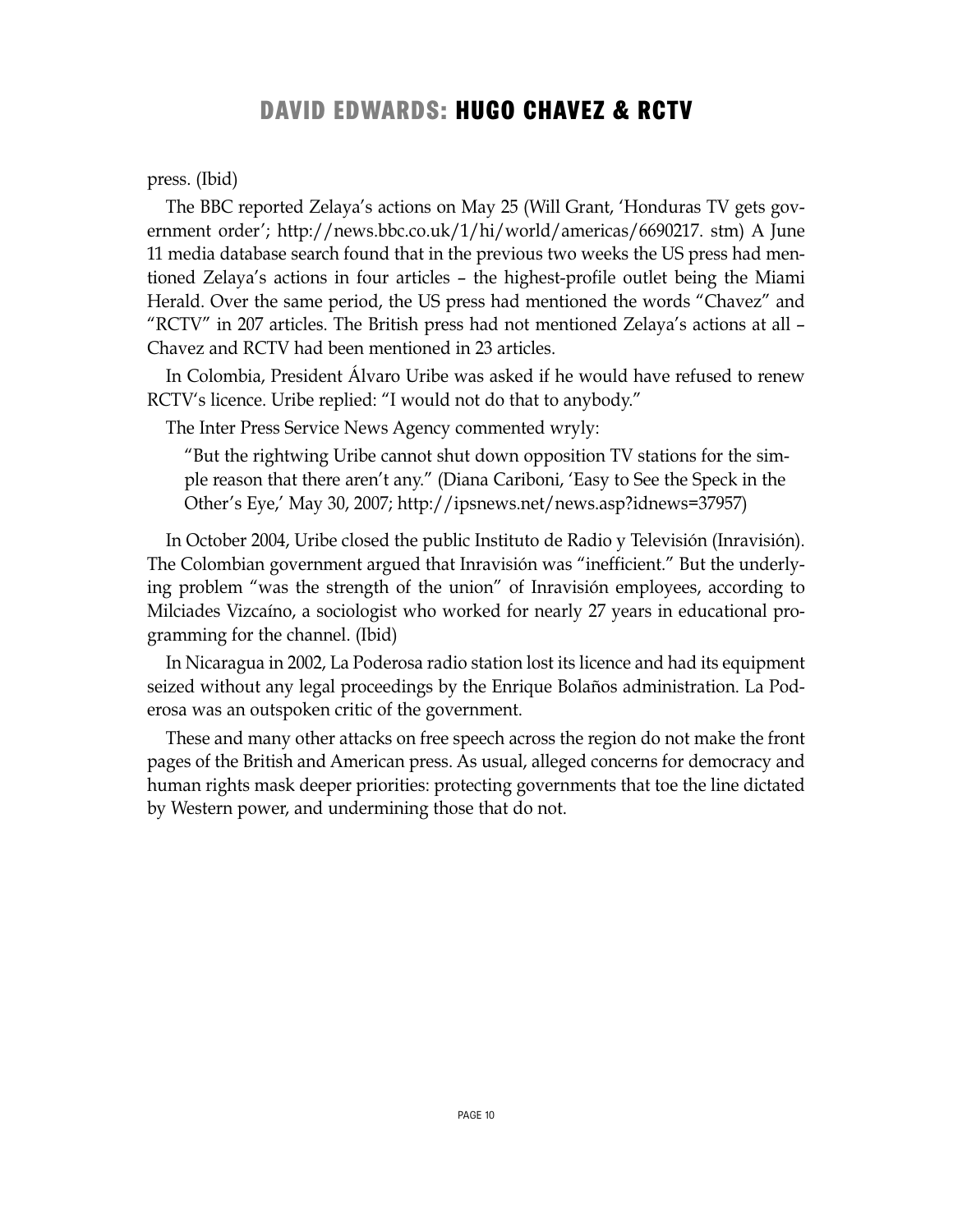press. (Ibid)

The BBC reported Zelaya's actions on May 25 (Will Grant, 'Honduras TV gets government order'; http://news.bbc.co.uk/1/hi/world/americas/6690217. stm) A June 11 media database search found that in the previous two weeks the US press had mentioned Zelaya's actions in four articles – the highest-profile outlet being the Miami Herald. Over the same period, the US press had mentioned the words "Chavez" and "RCTV" in 207 articles. The British press had not mentioned Zelaya's actions at all – Chavez and RCTV had been mentioned in 23 articles.

In Colombia, President Álvaro Uribe was asked if he would have refused to renew RCTV's licence. Uribe replied: "I would not do that to anybody."

The Inter Press Service News Agency commented wryly:

> "But the rightwing Uribe cannot shut down opposition TV stations for the simple reason that there aren't any." (Diana Cariboni, 'Easy to See the Speck in the Other's Eye,' May 30, 2007; http://ipsnews.net/news.asp?idnews=37957)

In October 2004, Uribe closed the public Instituto de Radio y Televisión (Inravisión). The Colombian government argued that Inravisión was "inefficient." But the underlying problem "was the strength of the union" of Inravisión employees, according to Milciades Vizcaíno, a sociologist who worked for nearly 27 years in educational programming for the channel. (Ibid)

In Nicaragua in 2002, La Poderosa radio station lost its licence and had its equipment seized without any legal proceedings by the Enrique Bolaños administration. La Poderosa was an outspoken critic of the government.

These and many other attacks on free speech across the region do not make the front pages of the British and American press. As usual, alleged concerns for democracy and human rights mask deeper priorities: protecting governments that toe the line dictated by Western power, and undermining those that do not.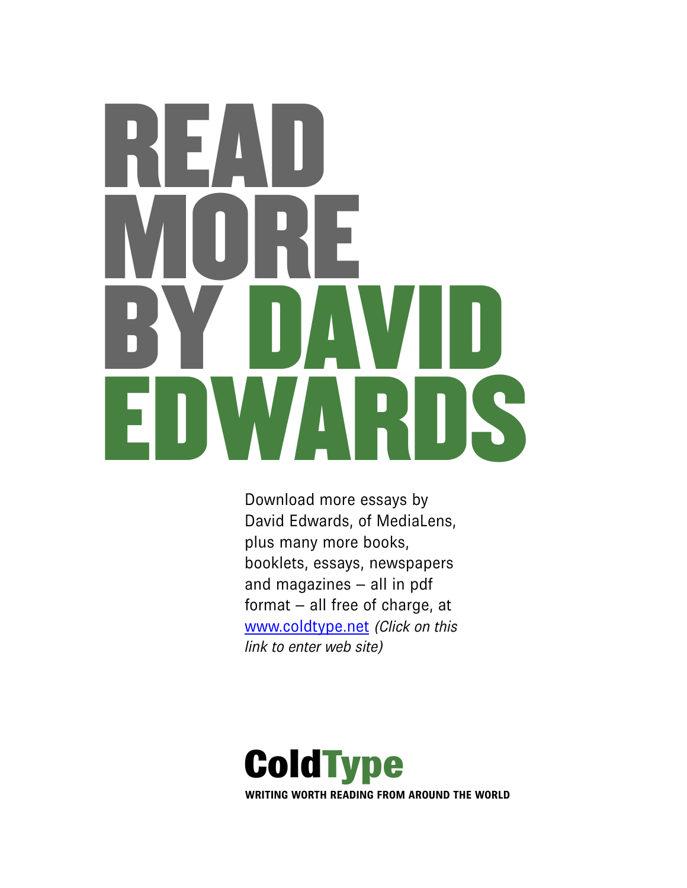# READ MORE BY DAVID EDWARDS

Download more essays by David Edwards, of MediaLens, plus many more books, booklets, essays, newspapers and magazines – all in pdf format – all free of charge, at [www.coldtype.net](http://www.coldtype.net) *(Click on this link to enter web site)*

**ColdType**

**WRITING WORTH READING FROM AROUND THE WORLD**